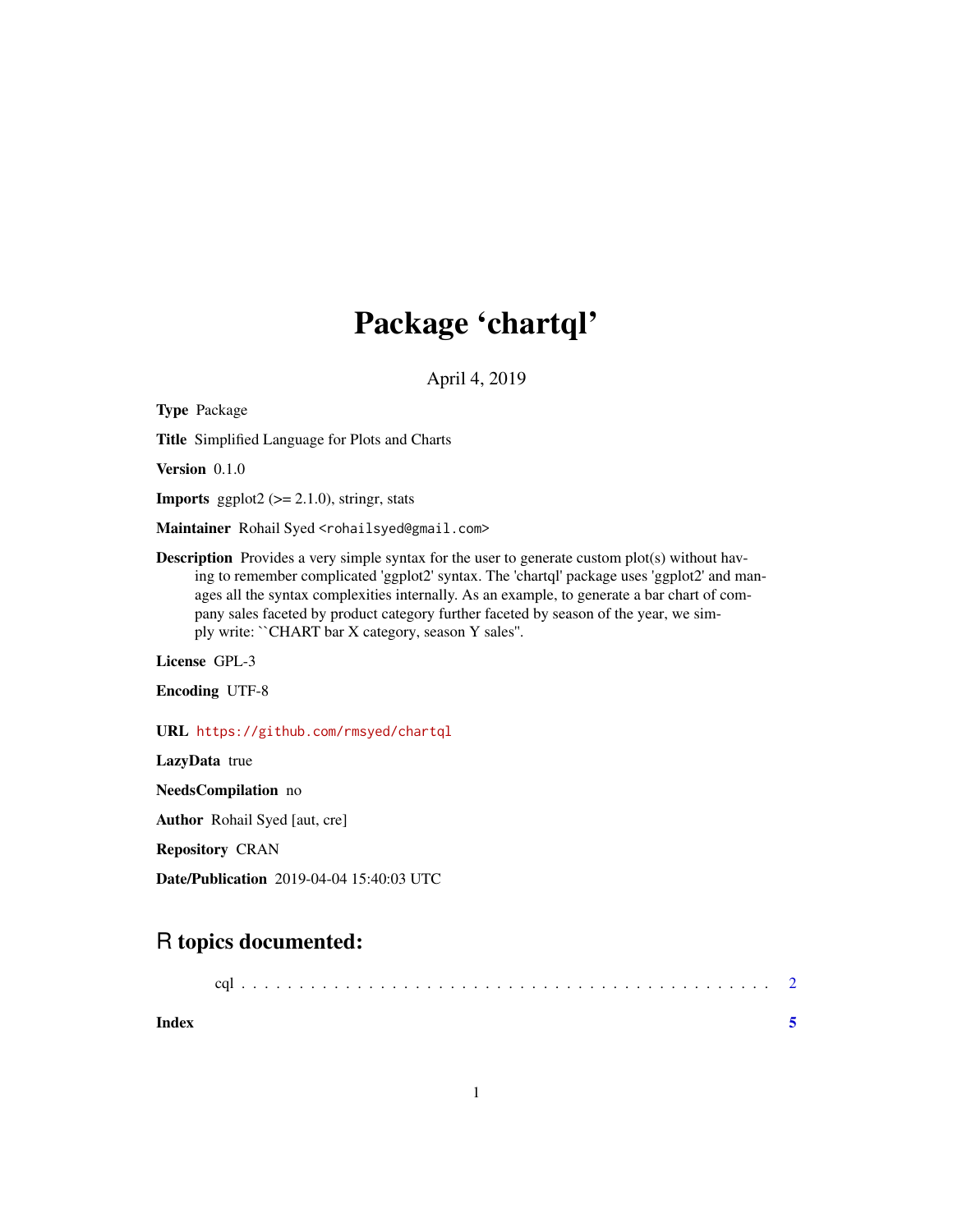# Package 'chartql'

April 4, 2019

**Type** Package

**Title** Simplified Language for Plots and Charts

**Version** 0.1.0

**Imports** ggplot2 (>= 2.1.0), stringr, stats

**Maintainer** Rohail Syed <rohailsyed@gmail.com>

**Description** Provides a very simple syntax for the user to generate custom plot(s) without having to remember complicated 'ggplot2' syntax. The 'chartql' package uses 'ggplot2' and manages all the syntax complexities internally. As an example, to generate a bar chart of company sales faceted by product category further faceted by season of the year, we simply write: ``CHART bar X category, season Y sales''.

**License** GPL-3

**Encoding** UTF-8

**URL** https://github.com/rmsyed/chartql

**LazyData** true

**NeedsCompilation** no

**Author** Rohail Syed [aut, cre]

**Repository** CRAN

**Date/Publication** 2019-04-04 15:40:03 UTC

## R topics documented:

cql . . . . . . . . . . . . . . . . . . . . . . . . . . . . . . . . . . . . . . . . . . 2

**Index** **5**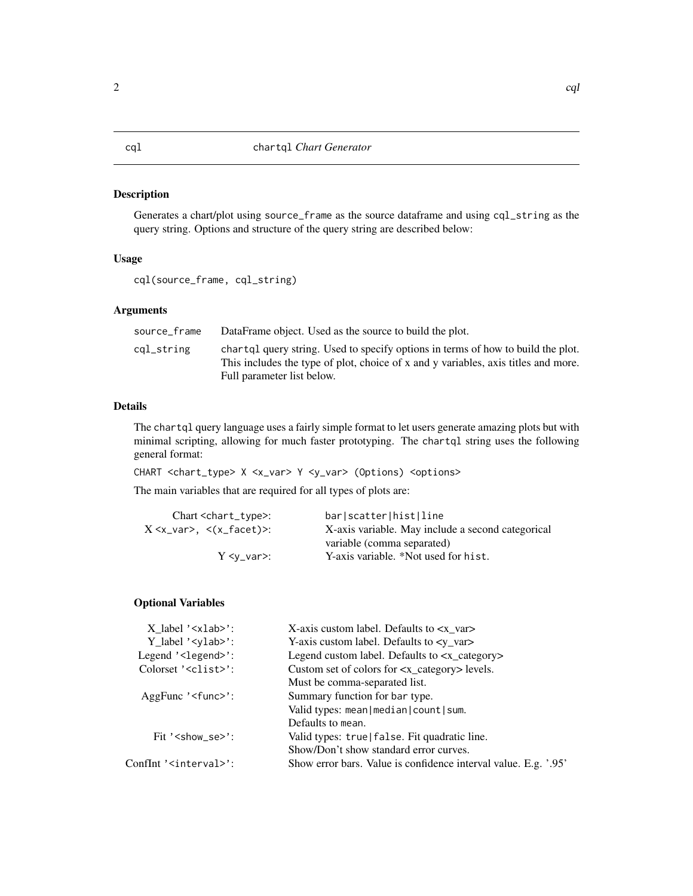# cql — chartql *Chart Generator*

## Description

Generates a chart/plot using `source_frame` as the source dataframe and using `cql_string` as the query string. Options and structure of the query string are described below:

## Usage

```
cql(source_frame, cql_string)
```

## Arguments

| | |
|---|---|
| `source_frame` | DataFrame object. Used as the source to build the plot. |
| `cql_string` | `chartql` query string. Used to specify options in terms of how to build the plot. This includes the type of plot, choice of x and y variables, axis titles and more. Full parameter list below. |

## Details

The `chartql` query language uses a fairly simple format to let users generate amazing plots but with minimal scripting, allowing for much faster prototyping. The `chartql` string uses the following general format:

`CHART <chart_type> X <x_var> Y <y_var> (Options) <options>`

The main variables that are required for all types of plots are:

| | |
|---|---|
| Chart `<chart_type>`: | `bar|scatter|hist|line` |
| X `<x_var>, <(x_facet)>`: | X-axis variable. May include a second categorical variable (comma separated) |
| Y `<y_var>`: | Y-axis variable. *Not used for `hist`. |

### Optional Variables

| | |
|---|---|
| X_label '`<xlab>`': | X-axis custom label. Defaults to <x_var> |
| Y_label '`<ylab>`': | Y-axis custom label. Defaults to <y_var> |
| Legend '`<legend>`': | Legend custom label. Defaults to <x_category> |
| Colorset '`<clist>`': | Custom set of colors for <x_category> levels. Must be comma-separated list. |
| AggFunc '`<func>`': | Summary function for `bar` type. Valid types: `mean|median|count|sum`. Defaults to `mean`. |
| Fit '`<show_se>`': | Valid types: `true|false`. Fit quadratic line. Show/Don't show standard error curves. |
| ConfInt '`<interval>`': | Show error bars. Value is confidence interval value. E.g. '.95' |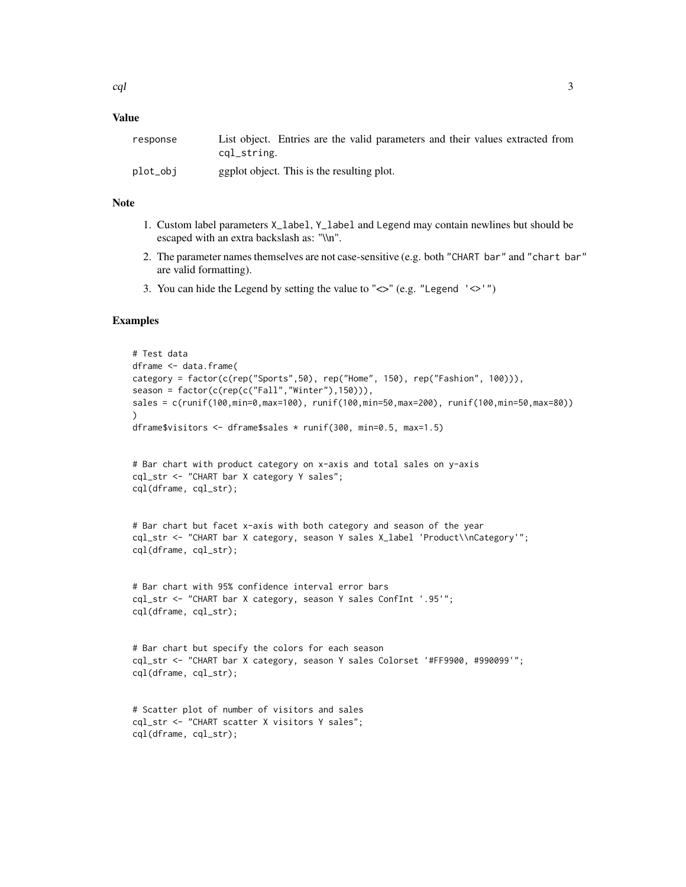## Value

| | |
|---|---|
| response | List object. Entries are the valid parameters and their values extracted from cql_string. |
| plot_obj | ggplot object. This is the resulting plot. |

## Note

1. Custom label parameters X_label, Y_label and Legend may contain newlines but should be escaped with an extra backslash as: "\\n".
2. The parameter names themselves are not case-sensitive (e.g. both "CHART bar" and "chart bar" are valid formatting).
3. You can hide the Legend by setting the value to "<>" (e.g. "Legend '<>'")

## Examples

```
# Test data
dframe <- data.frame(
category = factor(c(rep("Sports",50), rep("Home", 150), rep("Fashion", 100))),
season = factor(c(rep(c("Fall","Winter"),150))),
sales = c(runif(100,min=0,max=100), runif(100,min=50,max=200), runif(100,min=50,max=80))
)
dframe$visitors <- dframe$sales * runif(300, min=0.5, max=1.5)


# Bar chart with product category on x-axis and total sales on y-axis
cql_str <- "CHART bar X category Y sales";
cql(dframe, cql_str);


# Bar chart but facet x-axis with both category and season of the year
cql_str <- "CHART bar X category, season Y sales X_label 'Product\\nCategory'";
cql(dframe, cql_str);


# Bar chart with 95% confidence interval error bars
cql_str <- "CHART bar X category, season Y sales ConfInt '.95'";
cql(dframe, cql_str);


# Bar chart but specify the colors for each season
cql_str <- "CHART bar X category, season Y sales Colorset '#FF9900, #990099'";
cql(dframe, cql_str);


# Scatter plot of number of visitors and sales
cql_str <- "CHART scatter X visitors Y sales";
cql(dframe, cql_str);
```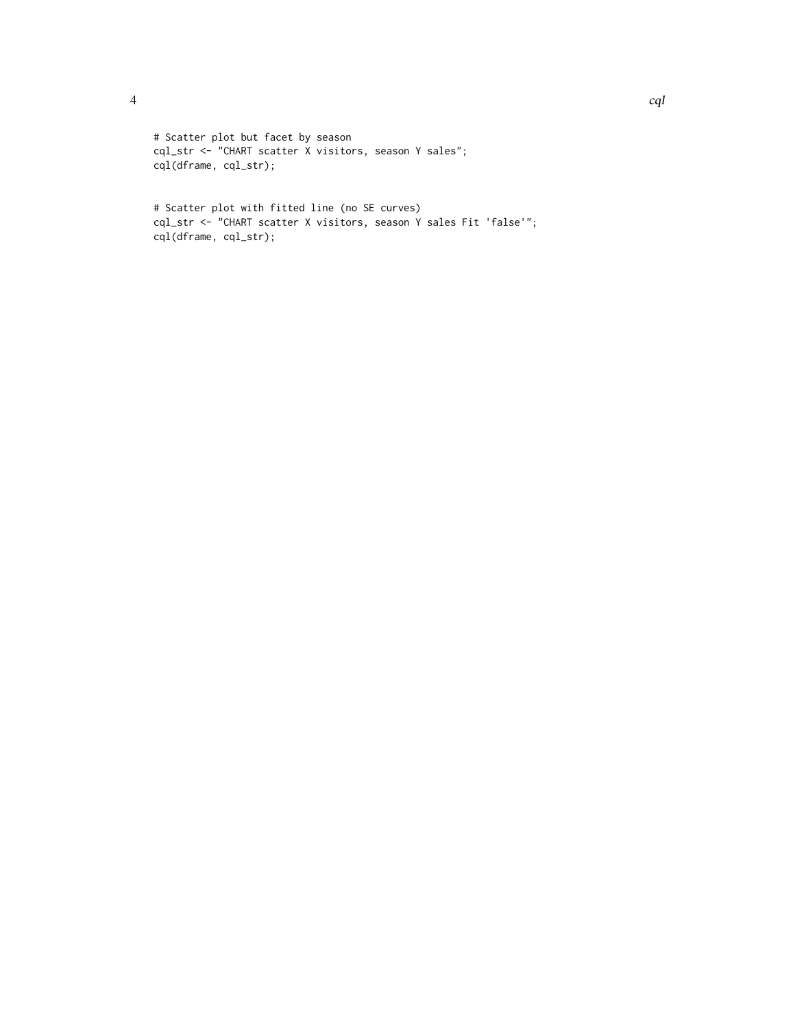```
# Scatter plot but facet by season
cql_str <- "CHART scatter X visitors, season Y sales";
cql(dframe, cql_str);


# Scatter plot with fitted line (no SE curves)
cql_str <- "CHART scatter X visitors, season Y sales Fit 'false'";
cql(dframe, cql_str);
```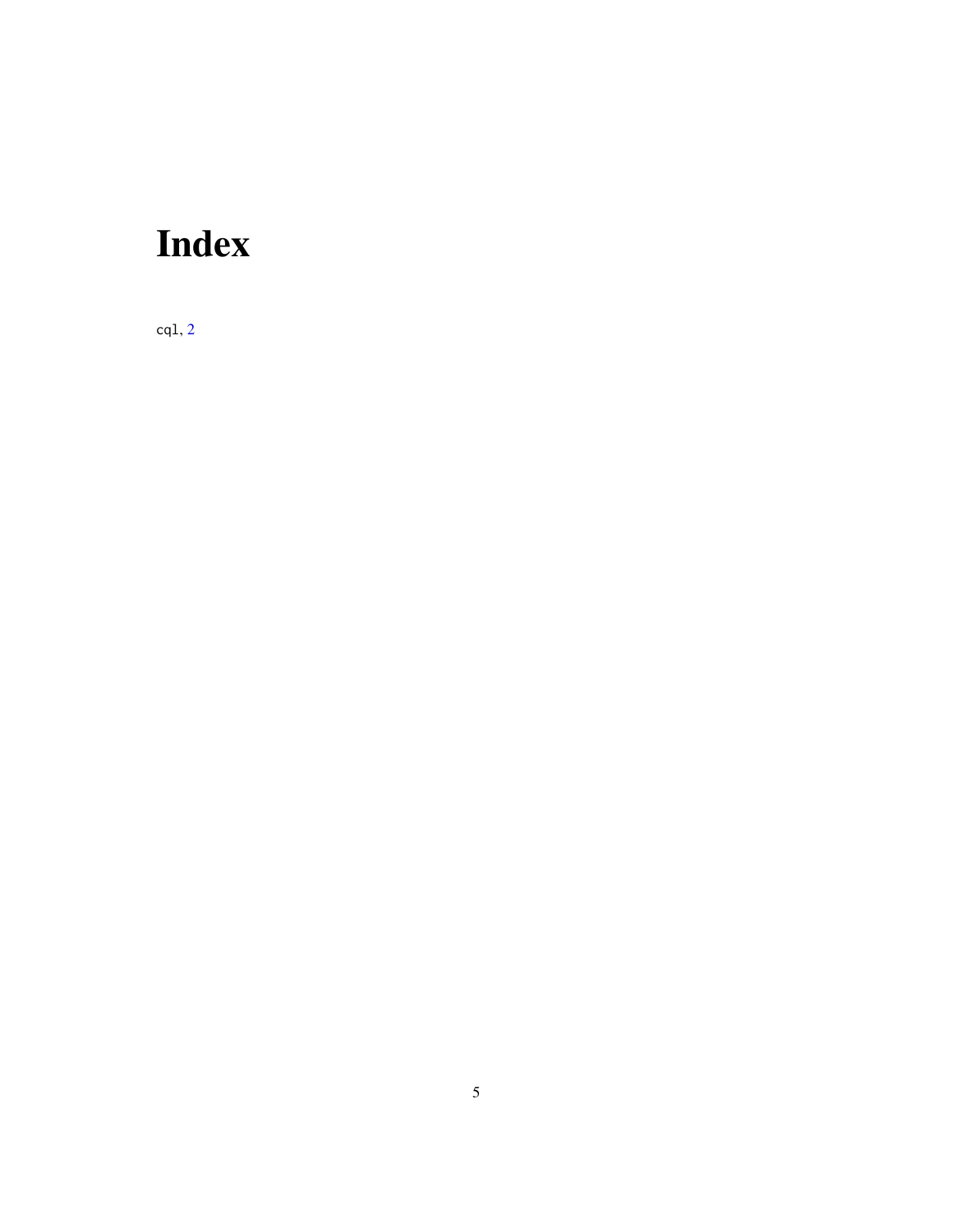# Index

`cql`, 2